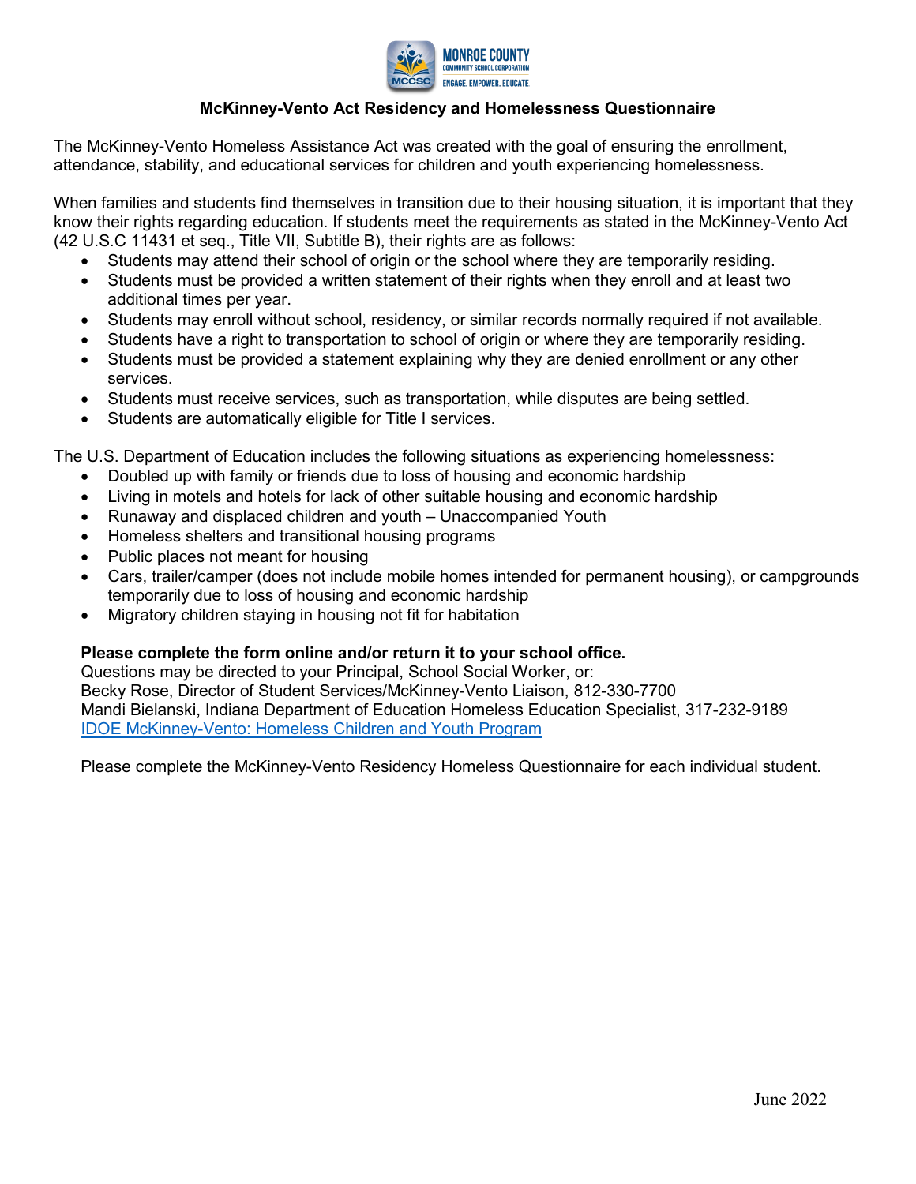## McKinney-Vento Act Residency and Homelessness Questionnaire

The McKinney-Vento Homeless Assistance Act was created with the goal of ensuring the enrollment, attendance, stability, and educational services for children and youth experiencing homelessness.

When families and students find themselves in transition due to their housing situation, it is important that they know their rights regarding education. If students meet the requirements as stated in the McKinney-Vento Act (42 U.S.C 11431 et seq., Title VII, Subtitle B), their rights are as follows:

- Students may attend their school of origin or the school where they are temporarily residing.
- Students must be provided a written statement of their rights when they enroll and at least two additional times per year.
- Students may enroll without school, residency, or similar records normally required if not available.
- Students have a right to transportation to school of origin or where they are temporarily residing.
- Students must be provided a statement explaining why they are denied enrollment or any other services.
- Students must receive services, such as transportation, while disputes are being settled.
- Students are automatically eligible for Title I services.

The U.S. Department of Education includes the following situations as experiencing homelessness:

- Doubled up with family or friends due to loss of housing and economic hardship
- Living in motels and hotels for lack of other suitable housing and economic hardship
- Runaway and displaced children and youth – Unaccompanied Youth
- Homeless shelters and transitional housing programs
- Public places not meant for housing
- Cars, trailer/camper (does not include mobile homes intended for permanent housing), or campgrounds temporarily due to loss of housing and economic hardship
- Migratory children staying in housing not fit for habitation

**Please complete the form online and/or return it to your school office.**
Questions may be directed to your Principal, School Social Worker, or:
Becky Rose, Director of Student Services/McKinney-Vento Liaison, 812-330-7700
Mandi Bielanski, Indiana Department of Education Homeless Education Specialist, 317-232-9189
IDOE McKinney-Vento: Homeless Children and Youth Program

Please complete the McKinney-Vento Residency Homeless Questionnaire for each individual student.

June 2022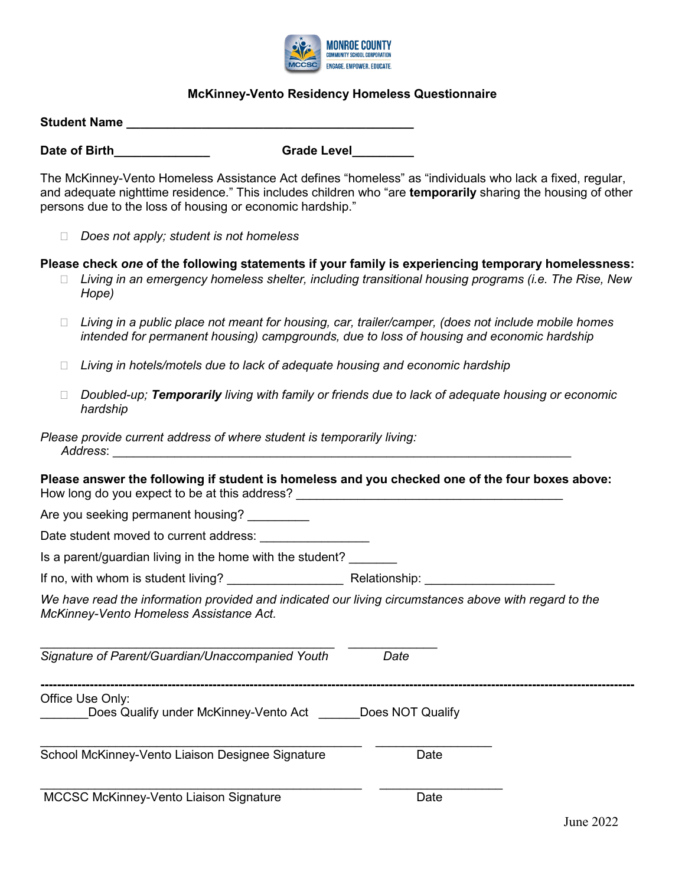MONROE COUNTY
COMMUNITY SCHOOL CORPORATION
ENGAGE. EMPOWER. EDUCATE.

**McKinney-Vento Residency Homeless Questionnaire**

**Student Name** ___________________________________________

**Date of Birth**______________ **Grade Level**_________

The McKinney-Vento Homeless Assistance Act defines “homeless” as “individuals who lack a fixed, regular, and adequate nighttime residence.” This includes children who “are **temporarily** sharing the housing of other persons due to the loss of housing or economic hardship.”

- ☐ *Does not apply; student is not homeless*

**Please check *one* of the following statements if your family is experiencing temporary homelessness:**

- ☐ *Living in an emergency homeless shelter, including transitional housing programs (i.e. The Rise, New Hope)*
- ☐ *Living in a public place not meant for housing, car, trailer/camper, (does not include mobile homes intended for permanent housing) campgrounds, due to loss of housing and economic hardship*
- ☐ *Living in hotels/motels due to lack of adequate housing and economic hardship*
- ☐ *Doubled-up; **Temporarily** living with family or friends due to lack of adequate housing or economic hardship*

*Please provide current address of where student is temporarily living:*
*Address*: ____________________________________________________________________

**Please answer the following if student is homeless and you checked one of the four boxes above:**

How long do you expect to be at this address? ________________________________________

Are you seeking permanent housing? _________

Date student moved to current address: ________________

Is a parent/guardian living in the home with the student? _______

If no, with whom is student living? _________________ Relationship: ___________________

*We have read the information provided and indicated our living circumstances above with regard to the McKinney-Vento Homeless Assistance Act.*

_____________________________________________ _____________
*Signature of Parent/Guardian/Unaccompanied Youth* *Date*

---

Office Use Only:
_______Does Qualify under McKinney-Vento Act ______Does NOT Qualify

_________________________________________________ _________________
School McKinney-Vento Liaison Designee Signature Date

_________________________________________________ __________________
MCCSC McKinney-Vento Liaison Signature Date

June 2022